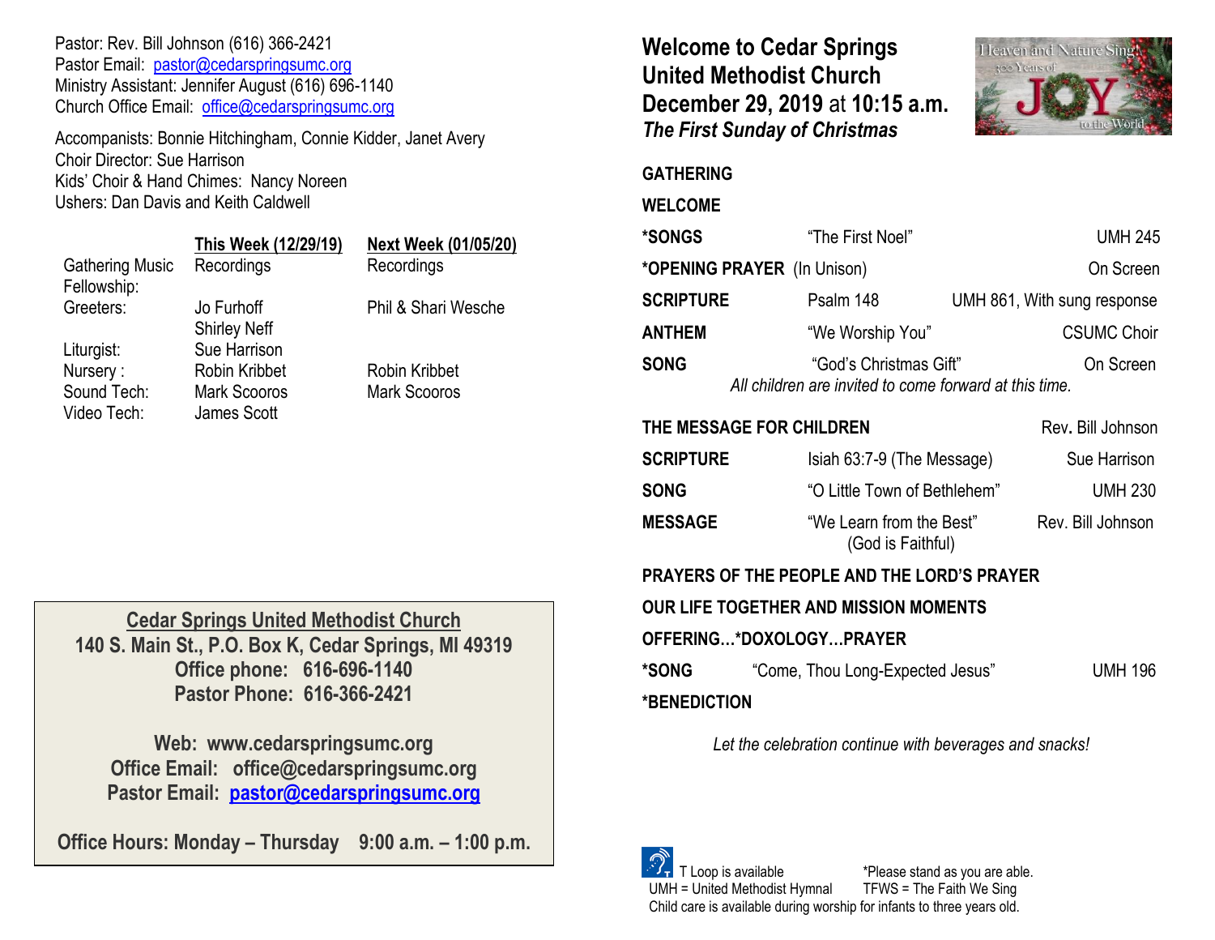Pastor: Rev. Bill Johnson (616) 366-2421
Pastor Email: pastor@cedarspringsumc.org
Ministry Assistant: Jennifer August (616) 696-1140
Church Office Email: office@cedarspringsumc.org

Accompanists: Bonnie Hitchingham, Connie Kidder, Janet Avery
Choir Director: Sue Harrison
Kids' Choir & Hand Chimes: Nancy Noreen
Ushers: Dan Davis and Keith Caldwell

| | This Week (12/29/19) | Next Week (01/05/20) |
|---|---|---|
| Gathering Music | Recordings | Recordings |
| Fellowship: | | |
| Greeters: | Jo Furhoff<br>Shirley Neff | Phil & Shari Wesche |
| Liturgist: | Sue Harrison | |
| Nursery : | Robin Kribbet | Robin Kribbet |
| Sound Tech: | Mark Scooros | Mark Scooros |
| Video Tech: | James Scott | |

**Cedar Springs United Methodist Church**
**140 S. Main St., P.O. Box K, Cedar Springs, MI 49319**
**Office phone: 616-696-1140**
**Pastor Phone: 616-366-2421**

**Web: www.cedarspringsumc.org**
**Office Email: office@cedarspringsumc.org**
**Pastor Email: pastor@cedarspringsumc.org**

**Office Hours: Monday – Thursday 9:00 a.m. – 1:00 p.m.**

# Welcome to Cedar Springs United Methodist Church December 29, 2019 at 10:15 a.m.

***The First Sunday of Christmas***

**GATHERING**

**WELCOME**

| | | |
|---|---|---|
| **\*SONGS** | "The First Noel" | UMH 245 |
| **\*OPENING PRAYER** (In Unison) | | On Screen |
| **SCRIPTURE** | Psalm 148 | UMH 861, With sung response |
| **ANTHEM** | "We Worship You" | CSUMC Choir |
| **SONG** | "God's Christmas Gift" | On Screen |

*All children are invited to come forward at this time.*

| | | |
|---|---|---|
| **THE MESSAGE FOR CHILDREN** | | Rev. Bill Johnson |
| **SCRIPTURE** | Isiah 63:7-9 (The Message) | Sue Harrison |
| **SONG** | "O Little Town of Bethlehem" | UMH 230 |
| **MESSAGE** | "We Learn from the Best" (God is Faithful) | Rev. Bill Johnson |

**PRAYERS OF THE PEOPLE AND THE LORD'S PRAYER**

**OUR LIFE TOGETHER AND MISSION MOMENTS**

**OFFERING…*DOXOLOGY…PRAYER**

| | | |
|---|---|---|
| **\*SONG** | "Come, Thou Long-Expected Jesus" | UMH 196 |

**\*BENEDICTION**

*Let the celebration continue with beverages and snacks!*

T Loop is available — *Please stand as you are able.
UMH = United Methodist Hymnal — TFWS = The Faith We Sing
Child care is available during worship for infants to three years old.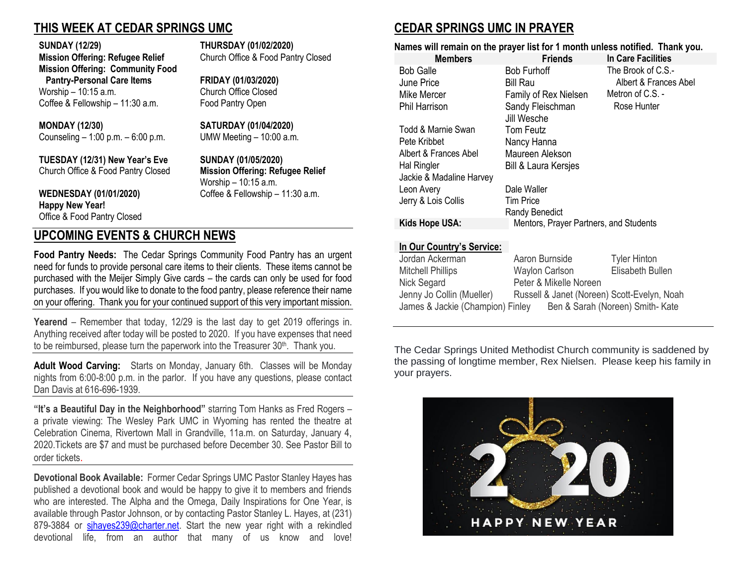## THIS WEEK AT CEDAR SPRINGS UMC

**SUNDAY (12/29)**
**Mission Offering: Refugee Relief**
**Mission Offering: Community Food Pantry-Personal Care Items**
Worship – 10:15 a.m.
Coffee & Fellowship – 11:30 a.m.

**MONDAY (12/30)**
Counseling – 1:00 p.m. – 6:00 p.m.

**TUESDAY (12/31) New Year's Eve**
Church Office & Food Pantry Closed

**WEDNESDAY (01/01/2020)**
**Happy New Year!**
Office & Food Pantry Closed

**THURSDAY (01/02/2020)**
Church Office & Food Pantry Closed

**FRIDAY (01/03/2020)**
Church Office Closed
Food Pantry Open

**SATURDAY (01/04/2020)**
UMW Meeting – 10:00 a.m.

**SUNDAY (01/05/2020)**
**Mission Offering: Refugee Relief**
Worship – 10:15 a.m.
Coffee & Fellowship – 11:30 a.m.

## UPCOMING EVENTS & CHURCH NEWS

**Food Pantry Needs:** The Cedar Springs Community Food Pantry has an urgent need for funds to provide personal care items to their clients. These items cannot be purchased with the Meijer Simply Give cards – the cards can only be used for food purchases. If you would like to donate to the food pantry, please reference their name on your offering. Thank you for your continued support of this very important mission.

**Yearend** – Remember that today, 12/29 is the last day to get 2019 offerings in. Anything received after today will be posted to 2020. If you have expenses that need to be reimbursed, please turn the paperwork into the Treasurer 30th. Thank you.

**Adult Wood Carving:** Starts on Monday, January 6th. Classes will be Monday nights from 6:00-8:00 p.m. in the parlor. If you have any questions, please contact Dan Davis at 616-696-1939.

**"It's a Beautiful Day in the Neighborhood"** starring Tom Hanks as Fred Rogers – a private viewing: The Wesley Park UMC in Wyoming has rented the theatre at Celebration Cinema, Rivertown Mall in Grandville, 11a.m. on Saturday, January 4, 2020.Tickets are $7 and must be purchased before December 30. See Pastor Bill to order tickets.

**Devotional Book Available:** Former Cedar Springs UMC Pastor Stanley Hayes has published a devotional book and would be happy to give it to members and friends who are interested. The Alpha and the Omega, Daily Inspirations for One Year, is available through Pastor Johnson, or by contacting Pastor Stanley L. Hayes, at (231) 879-3884 or sjhayes239@charter.net. Start the new year right with a rekindled devotional life, from an author that many of us know and love!

## CEDAR SPRINGS UMC IN PRAYER

**Names will remain on the prayer list for 1 month unless notified. Thank you.**

| Members | Friends | In Care Facilities |
|---|---|---|
| Bob Galle | Bob Furhoff | The Brook of C.S.- Albert & Frances Abel |
| June Price | Bill Rau | |
| Mike Mercer | Family of Rex Nielsen | Metron of C.S. - Rose Hunter |
| Phil Harrison | Sandy Fleischman | |
| | Jill Wesche | |
| Todd & Marnie Swan | Tom Feutz | |
| Pete Kribbet | Nancy Hanna | |
| Albert & Frances Abel | Maureen Alekson | |
| Hal Ringler | Bill & Laura Kersjes | |
| Jackie & Madaline Harvey | | |
| Leon Avery | Dale Waller | |
| Jerry & Lois Collis | Tim Price | |
| | Randy Benedict | |

**Kids Hope USA:** Mentors, Prayer Partners, and Students

**In Our Country's Service:**

Jordan Ackerman, Aaron Burnside, Tyler Hinton
Mitchell Phillips, Waylon Carlson, Elisabeth Bullen
Nick Segard, Peter & Mikelle Noreen
Jenny Jo Collin (Mueller), Russell & Janet (Noreen) Scott-Evelyn, Noah
James & Jackie (Champion) Finley, Ben & Sarah (Noreen) Smith- Kate

The Cedar Springs United Methodist Church community is saddened by the passing of longtime member, Rex Nielsen. Please keep his family in your prayers.

2020
HAPPY NEW YEAR